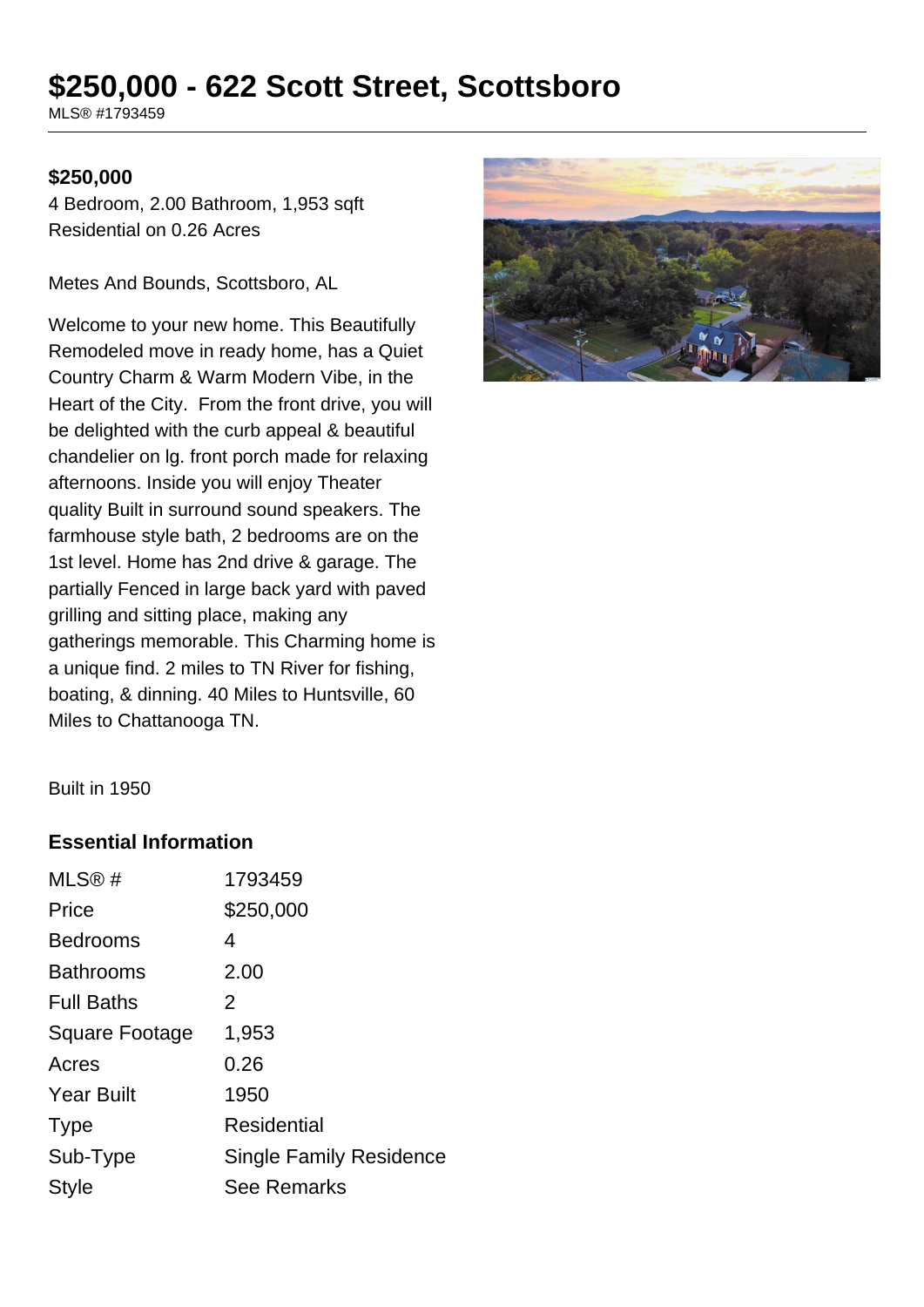# $250,000 - 622 Scott Street, Scottsboro

MLS® #1793459

**$250,000**

4 Bedroom, 2.00 Bathroom, 1,953 sqft
Residential on 0.26 Acres

Metes And Bounds, Scottsboro, AL

Welcome to your new home. This Beautifully Remodeled move in ready home, has a Quiet Country Charm & Warm Modern Vibe, in the Heart of the City. From the front drive, you will be delighted with the curb appeal & beautiful chandelier on lg. front porch made for relaxing afternoons. Inside you will enjoy Theater quality Built in surround sound speakers. The farmhouse style bath, 2 bedrooms are on the 1st level. Home has 2nd drive & garage. The partially Fenced in large back yard with paved grilling and sitting place, making any gatherings memorable. This Charming home is a unique find. 2 miles to TN River for fishing, boating, & dinning. 40 Miles to Huntsville, 60 Miles to Chattanooga TN.

Built in 1950

### Essential Information

| | |
|---|---|
| MLS® # | 1793459 |
| Price | $250,000 |
| Bedrooms | 4 |
| Bathrooms | 2.00 |
| Full Baths | 2 |
| Square Footage | 1,953 |
| Acres | 0.26 |
| Year Built | 1950 |
| Type | Residential |
| Sub-Type | Single Family Residence |
| Style | See Remarks |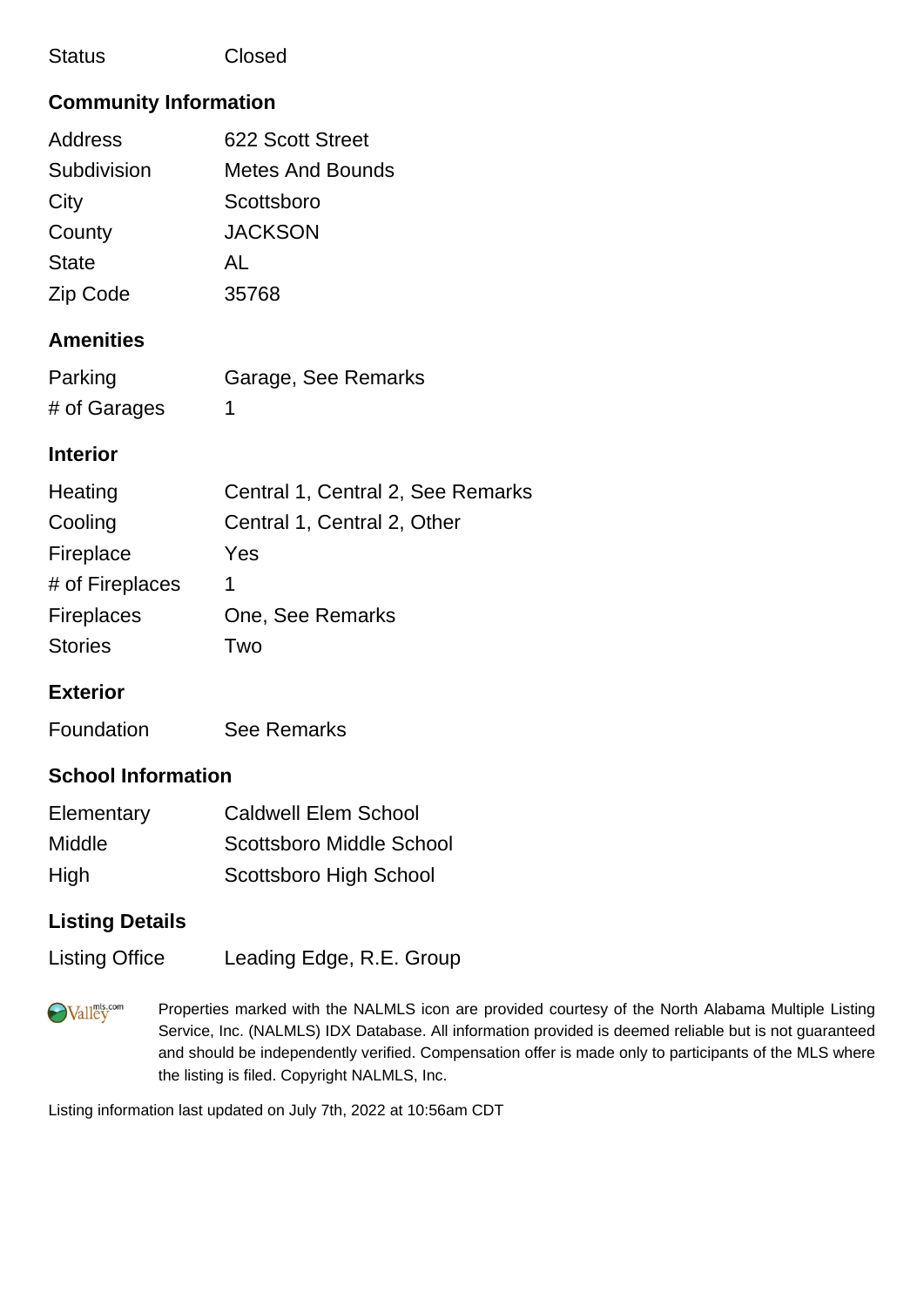| | |
|---|---|
| Status | Closed |

## Community Information

| | |
|---|---|
| Address | 622 Scott Street |
| Subdivision | Metes And Bounds |
| City | Scottsboro |
| County | JACKSON |
| State | AL |
| Zip Code | 35768 |

## Amenities

| | |
|---|---|
| Parking | Garage, See Remarks |
| # of Garages | 1 |

## Interior

| | |
|---|---|
| Heating | Central 1, Central 2, See Remarks |
| Cooling | Central 1, Central 2, Other |
| Fireplace | Yes |
| # of Fireplaces | 1 |
| Fireplaces | One, See Remarks |
| Stories | Two |

## Exterior

| | |
|---|---|
| Foundation | See Remarks |

## School Information

| | |
|---|---|
| Elementary | Caldwell Elem School |
| Middle | Scottsboro Middle School |
| High | Scottsboro High School |

## Listing Details

| | |
|---|---|
| Listing Office | Leading Edge, R.E. Group |

Properties marked with the NALMLS icon are provided courtesy of the North Alabama Multiple Listing Service, Inc. (NALMLS) IDX Database. All information provided is deemed reliable but is not guaranteed and should be independently verified. Compensation offer is made only to participants of the MLS where the listing is filed. Copyright NALMLS, Inc.

Listing information last updated on July 7th, 2022 at 10:56am CDT